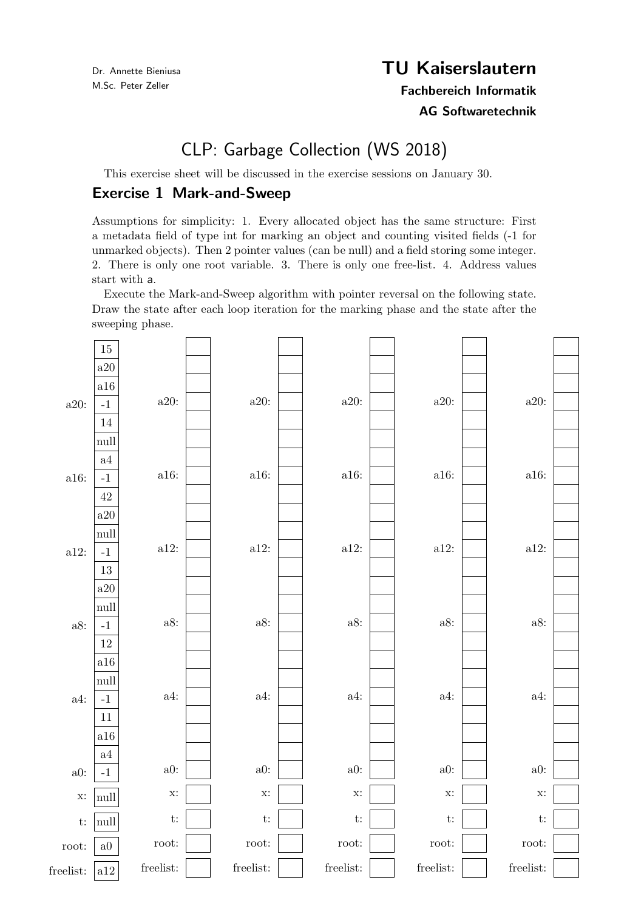Dr. Annette Bieniusa
M.Sc. Peter Zeller

**TU Kaiserslautern**
**Fachbereich Informatik**
**AG Softwaretechnik**

# CLP: Garbage Collection (WS 2018)

This exercise sheet will be discussed in the exercise sessions on January 30.

## Exercise 1 Mark-and-Sweep

Assumptions for simplicity: 1. Every allocated object has the same structure: First a metadata field of type int for marking an object and counting visited fields (-1 for unmarked objects). Then 2 pointer values (can be null) and a field storing some integer. 2. There is only one root variable. 3. There is only one free-list. 4. Address values start with a.

Execute the Mark-and-Sweep algorithm with pointer reversal on the following state. Draw the state after each loop iteration for the marking phase and the state after the sweeping phase.

| Label | Initial | State 1 | State 2 | State 3 | State 4 | State 5 |
|---|---|---|---|---|---|---|
| | 15 | | | | | |
| | a20 | | | | | |
| | a16 | | | | | |
| a20: | -1 | | | | | |
| | 14 | | | | | |
| | null | | | | | |
| | a4 | | | | | |
| a16: | -1 | | | | | |
| | 42 | | | | | |
| | a20 | | | | | |
| | null | | | | | |
| a12: | -1 | | | | | |
| | 13 | | | | | |
| | a20 | | | | | |
| | null | | | | | |
| a8: | -1 | | | | | |
| | 12 | | | | | |
| | a16 | | | | | |
| | null | | | | | |
| a4: | -1 | | | | | |
| | 11 | | | | | |
| | a16 | | | | | |
| | a4 | | | | | |
| a0: | -1 | | | | | |
| x: | null | | | | | |
| t: | null | | | | | |
| root: | a0 | | | | | |
| freelist: | a12 | | | | | |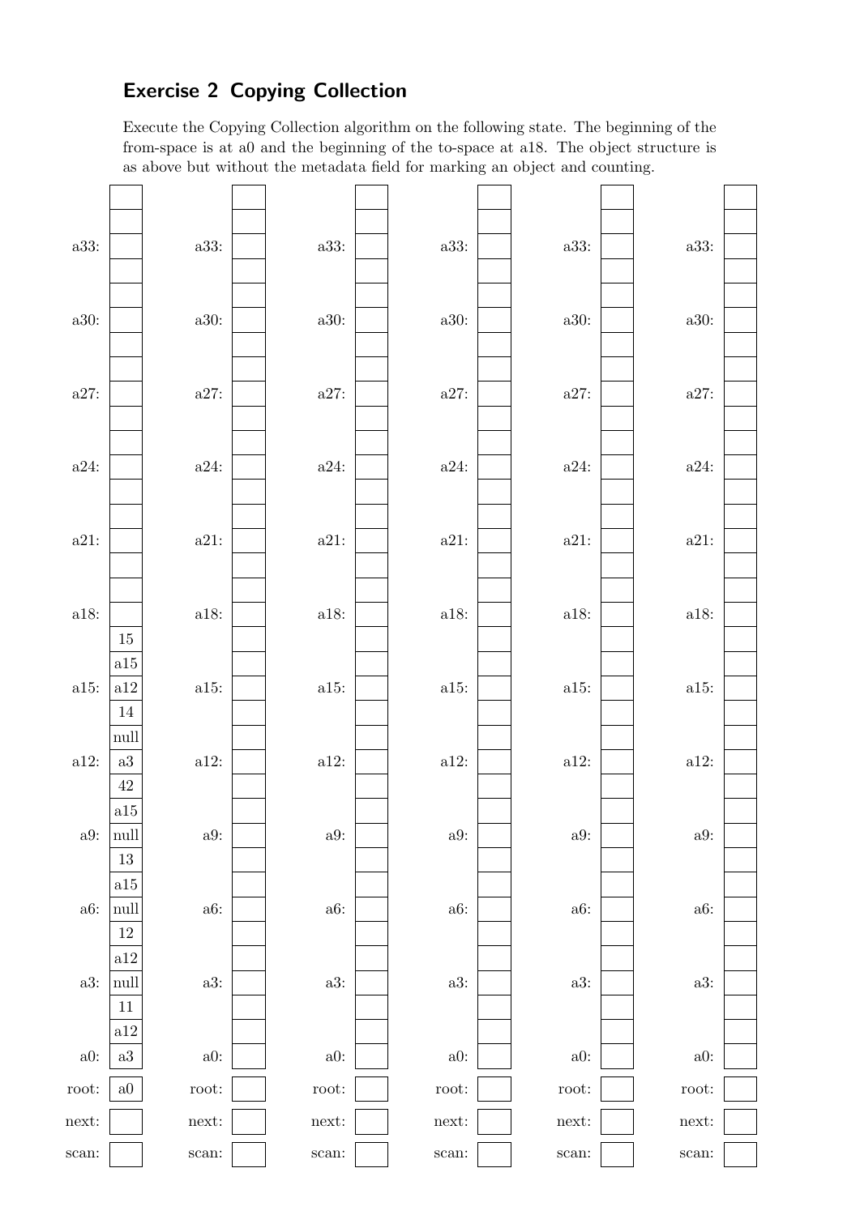## Exercise 2 Copying Collection

Execute the Copying Collection algorithm on the following state. The beginning of the from-space is at a0 and the beginning of the to-space at a18. The object structure is as above but without the metadata field for marking an object and counting.

| Address | Value |
|---|---|
| | |
| | |
| a33: | |
| | |
| | |
| a30: | |
| | |
| | |
| a27: | |
| | |
| | |
| a24: | |
| | |
| | |
| a21: | |
| | |
| | |
| a18: | |
| | 15 |
| | a15 |
| a15: | a12 |
| | 14 |
| | null |
| a12: | a3 |
| | 42 |
| | a15 |
| a9: | null |
| | 13 |
| | a15 |
| a6: | null |
| | 12 |
| | a12 |
| a3: | null |
| | 11 |
| | a12 |
| a0: | a3 |
| root: | a0 |
| next: | |
| scan: | |

(The page repeats this layout five more times with empty cells for addresses a0–a35, root, next, and scan.)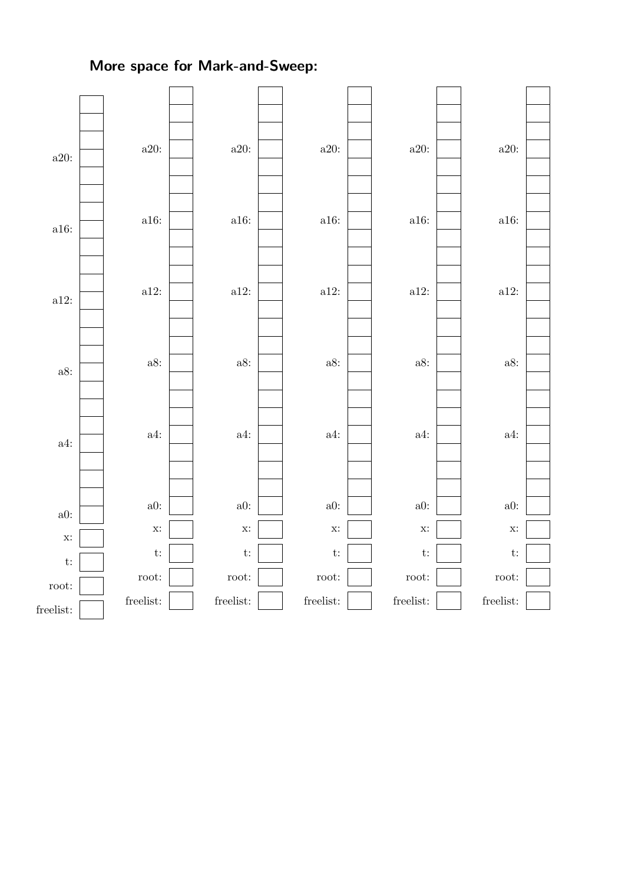## More space for Mark-and-Sweep:

| | |
|---|---|
| | |
| | |
| | |
| a20: | |
| | |
| | |
| | |
| a16: | |
| | |
| | |
| | |
| a12: | |
| | |
| | |
| | |
| a8: | |
| | |
| | |
| | |
| a4: | |
| | |
| | |
| | |
| a0: | |
| x: | |
| t: | |
| root: | |
| freelist: | |

| | |
|---|---|
| | |
| | |
| | |
| a20: | |
| | |
| | |
| | |
| a16: | |
| | |
| | |
| | |
| a12: | |
| | |
| | |
| | |
| a8: | |
| | |
| | |
| | |
| a4: | |
| | |
| | |
| | |
| a0: | |
| x: | |
| t: | |
| root: | |
| freelist: | |

| | |
|---|---|
| | |
| | |
| | |
| a20: | |
| | |
| | |
| | |
| a16: | |
| | |
| | |
| | |
| a12: | |
| | |
| | |
| | |
| a8: | |
| | |
| | |
| | |
| a4: | |
| | |
| | |
| | |
| a0: | |
| x: | |
| t: | |
| root: | |
| freelist: | |

| | |
|---|---|
| | |
| | |
| | |
| a20: | |
| | |
| | |
| | |
| a16: | |
| | |
| | |
| | |
| a12: | |
| | |
| | |
| | |
| a8: | |
| | |
| | |
| | |
| a4: | |
| | |
| | |
| | |
| a0: | |
| x: | |
| t: | |
| root: | |
| freelist: | |

| | |
|---|---|
| | |
| | |
| | |
| a20: | |
| | |
| | |
| | |
| a16: | |
| | |
| | |
| | |
| a12: | |
| | |
| | |
| | |
| a8: | |
| | |
| | |
| | |
| a4: | |
| | |
| | |
| | |
| a0: | |
| x: | |
| t: | |
| root: | |
| freelist: | |

| | |
|---|---|
| | |
| | |
| | |
| a20: | |
| | |
| | |
| | |
| a16: | |
| | |
| | |
| | |
| a12: | |
| | |
| | |
| | |
| a8: | |
| | |
| | |
| | |
| a4: | |
| | |
| | |
| | |
| a0: | |
| x: | |
| t: | |
| root: | |
| freelist: | |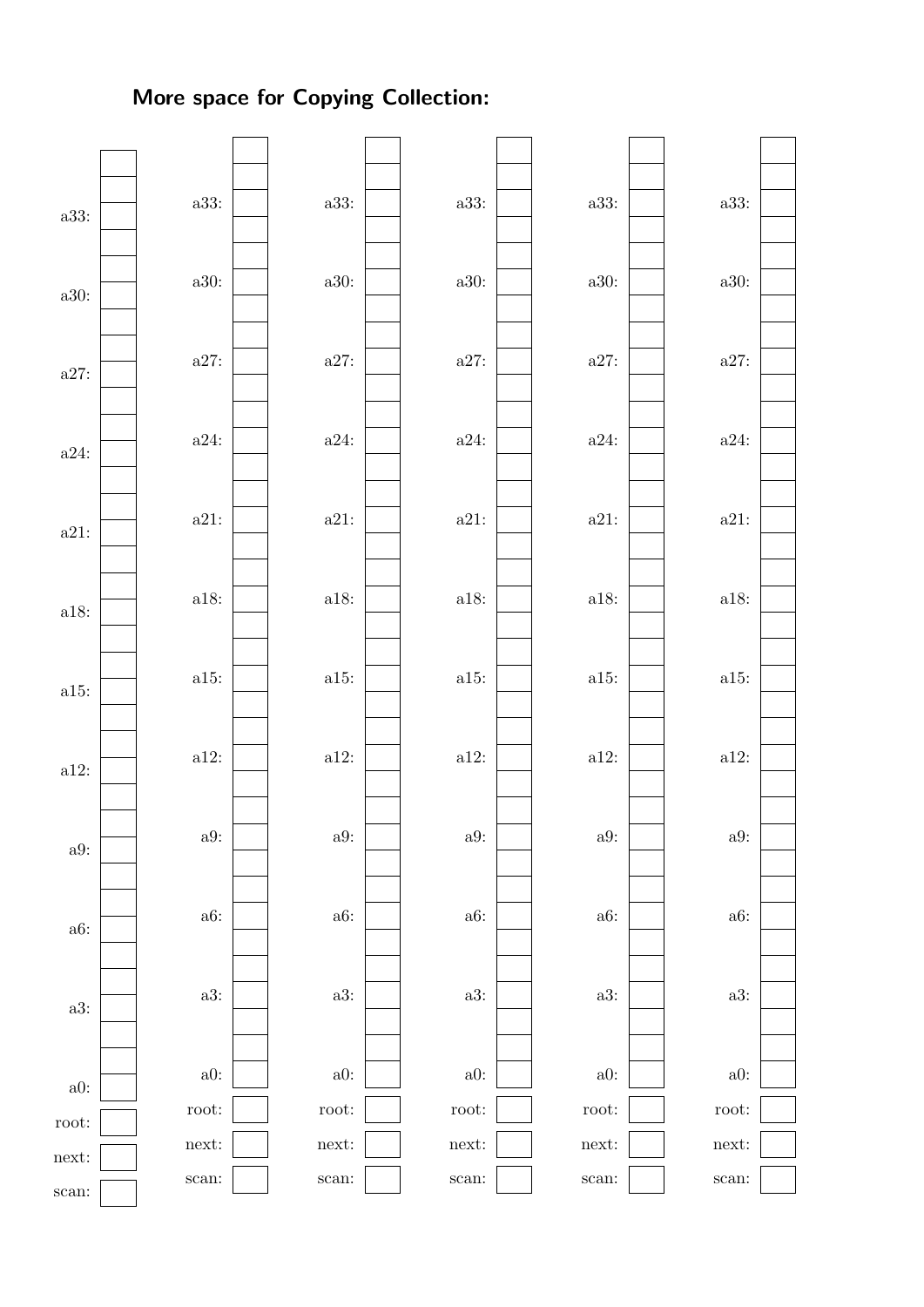## More space for Copying Collection:

a33:

a30:

a27:

a24:

a21:

a18:

a15:

a12:

a9:

a6:

a3:

a0:

root:

next:

scan:

a33:

a30:

a27:

a24:

a21:

a18:

a15:

a12:

a9:

a6:

a3:

a0:

root:

next:

scan:

a33:

a30:

a27:

a24:

a21:

a18:

a15:

a12:

a9:

a6:

a3:

a0:

root:

next:

scan:

a33:

a30:

a27:

a24:

a21:

a18:

a15:

a12:

a9:

a6:

a3:

a0:

root:

next:

scan:

a33:

a30:

a27:

a24:

a21:

a18:

a15:

a12:

a9:

a6:

a3:

a0:

root:

next:

scan:

a33:

a30:

a27:

a24:

a21:

a18:

a15:

a12:

a9:

a6:

a3:

a0:

root:

next:

scan: